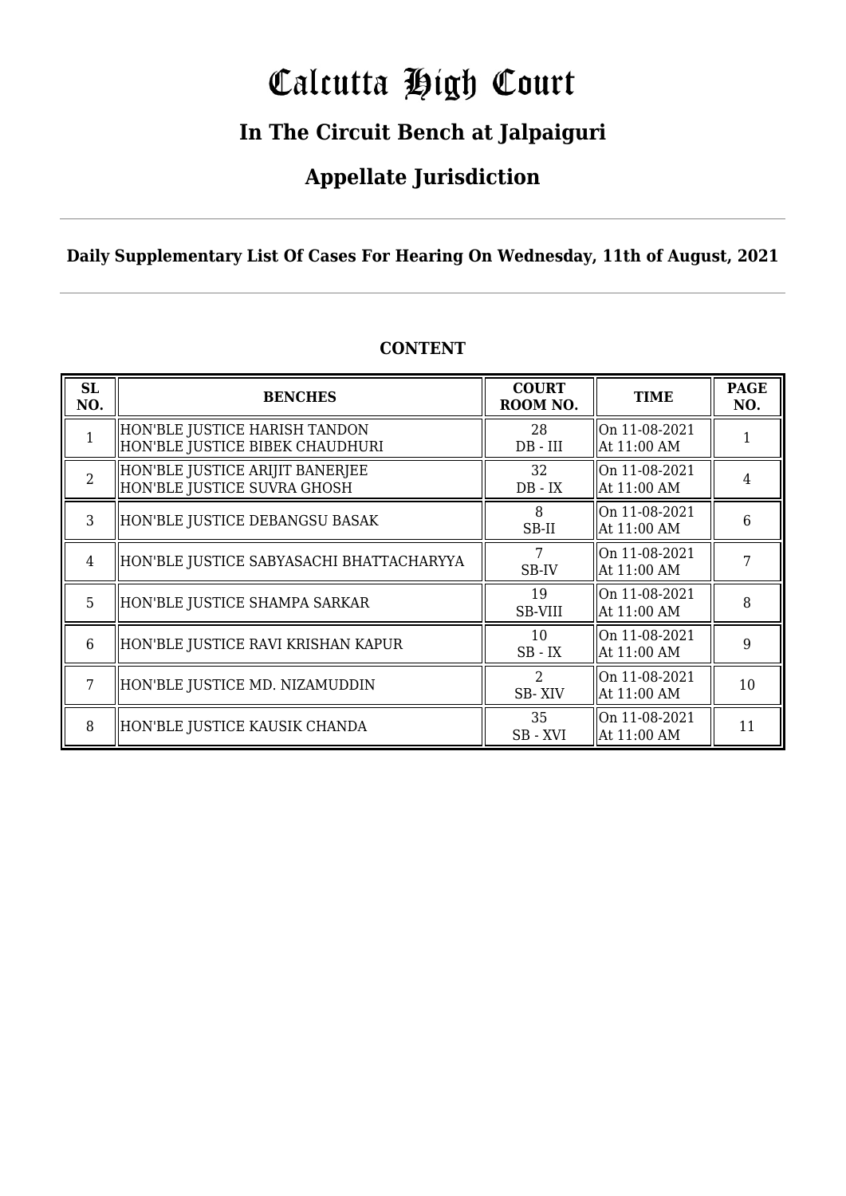# Calcutta High Court

## In The Circuit Bench at Jalpaiguri

## Appellate Jurisdiction

**Daily Supplementary List Of Cases For Hearing On Wednesday, 11th of August, 2021**

**CONTENT**

| SL NO. | BENCHES | COURT ROOM NO. | TIME | PAGE NO. |
|---|---|---|---|---|
| 1 | HON'BLE JUSTICE HARISH TANDON<br>HON'BLE JUSTICE BIBEK CHAUDHURI | 28<br>DB - III | On 11-08-2021<br>At 11:00 AM | 1 |
| 2 | HON'BLE JUSTICE ARIJIT BANERJEE<br>HON'BLE JUSTICE SUVRA GHOSH | 32<br>DB - IX | On 11-08-2021<br>At 11:00 AM | 4 |
| 3 | HON'BLE JUSTICE DEBANGSU BASAK | 8<br>SB-II | On 11-08-2021<br>At 11:00 AM | 6 |
| 4 | HON'BLE JUSTICE SABYASACHI BHATTACHARYYA | 7<br>SB-IV | On 11-08-2021<br>At 11:00 AM | 7 |
| 5 | HON'BLE JUSTICE SHAMPA SARKAR | 19<br>SB-VIII | On 11-08-2021<br>At 11:00 AM | 8 |
| 6 | HON'BLE JUSTICE RAVI KRISHAN KAPUR | 10<br>SB - IX | On 11-08-2021<br>At 11:00 AM | 9 |
| 7 | HON'BLE JUSTICE MD. NIZAMUDDIN | 2<br>SB- XIV | On 11-08-2021<br>At 11:00 AM | 10 |
| 8 | HON'BLE JUSTICE KAUSIK CHANDA | 35<br>SB - XVI | On 11-08-2021<br>At 11:00 AM | 11 |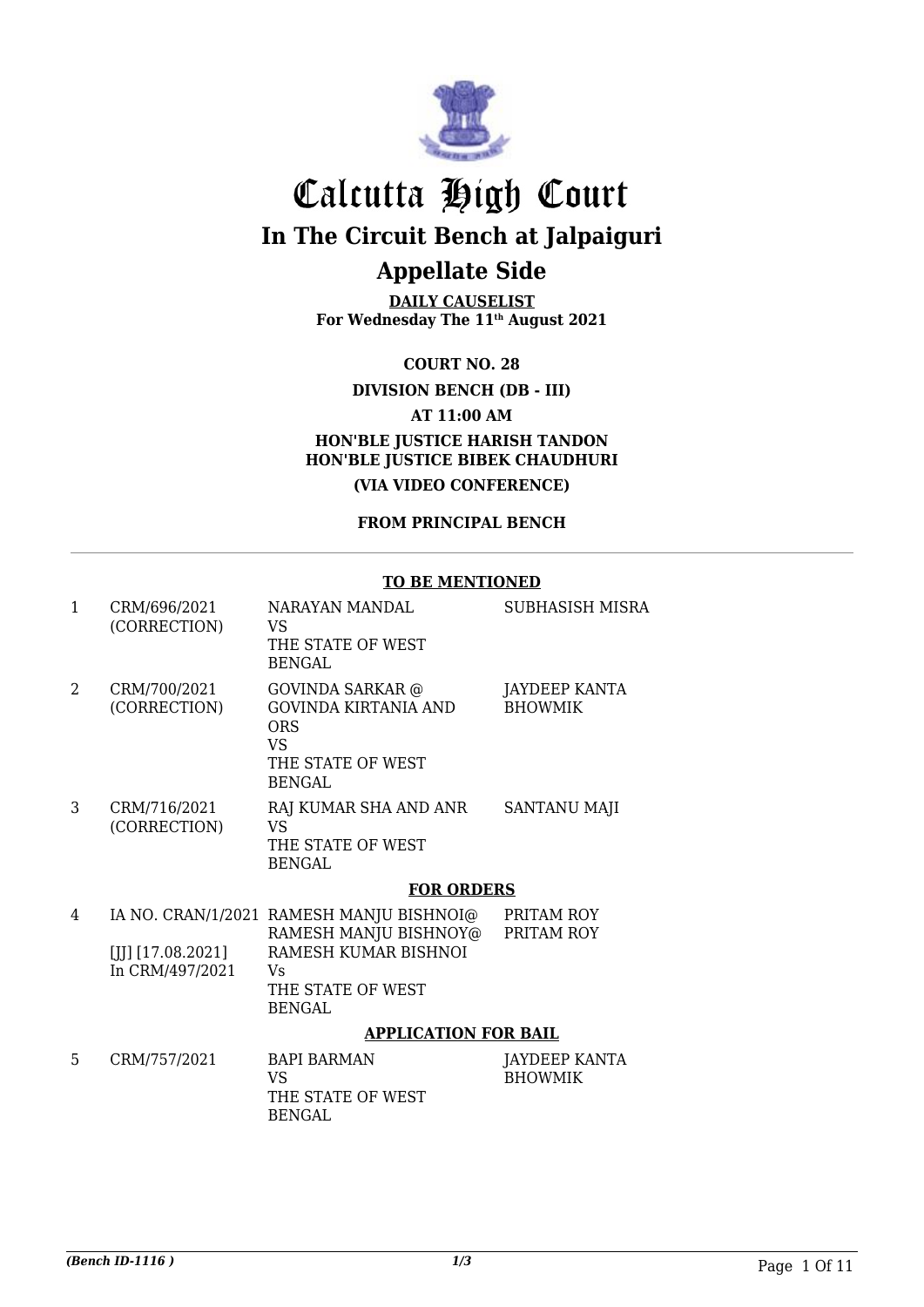# Calcutta High Court

## In The Circuit Bench at Jalpaiguri

## Appellate Side

**DAILY CAUSELIST**
**For Wednesday The 11th August 2021**

**COURT NO. 28**

**DIVISION BENCH (DB - III)**

**AT 11:00 AM**

**HON'BLE JUSTICE HARISH TANDON**
**HON'BLE JUSTICE BIBEK CHAUDHURI**

**(VIA VIDEO CONFERENCE)**

**FROM PRINCIPAL BENCH**

---

**TO BE MENTIONED**

| | | | |
|---|---|---|---|
| 1 | CRM/696/2021 (CORRECTION) | NARAYAN MANDAL VS THE STATE OF WEST BENGAL | SUBHASISH MISRA |
| 2 | CRM/700/2021 (CORRECTION) | GOVINDA SARKAR @ GOVINDA KIRTANIA AND ORS VS THE STATE OF WEST BENGAL | JAYDEEP KANTA BHOWMIK |
| 3 | CRM/716/2021 (CORRECTION) | RAJ KUMAR SHA AND ANR VS THE STATE OF WEST BENGAL | SANTANU MAJI |

**FOR ORDERS**

| | | | |
|---|---|---|---|
| 4 | IA NO. CRAN/1/2021 [JJ] [17.08.2021] In CRM/497/2021 | RAMESH MANJU BISHNOI@ RAMESH MANJU BISHNOY@ RAMESH KUMAR BISHNOI Vs THE STATE OF WEST BENGAL | PRITAM ROY PRITAM ROY |

**APPLICATION FOR BAIL**

| | | | |
|---|---|---|---|
| 5 | CRM/757/2021 | BAPI BARMAN VS THE STATE OF WEST BENGAL | JAYDEEP KANTA BHOWMIK |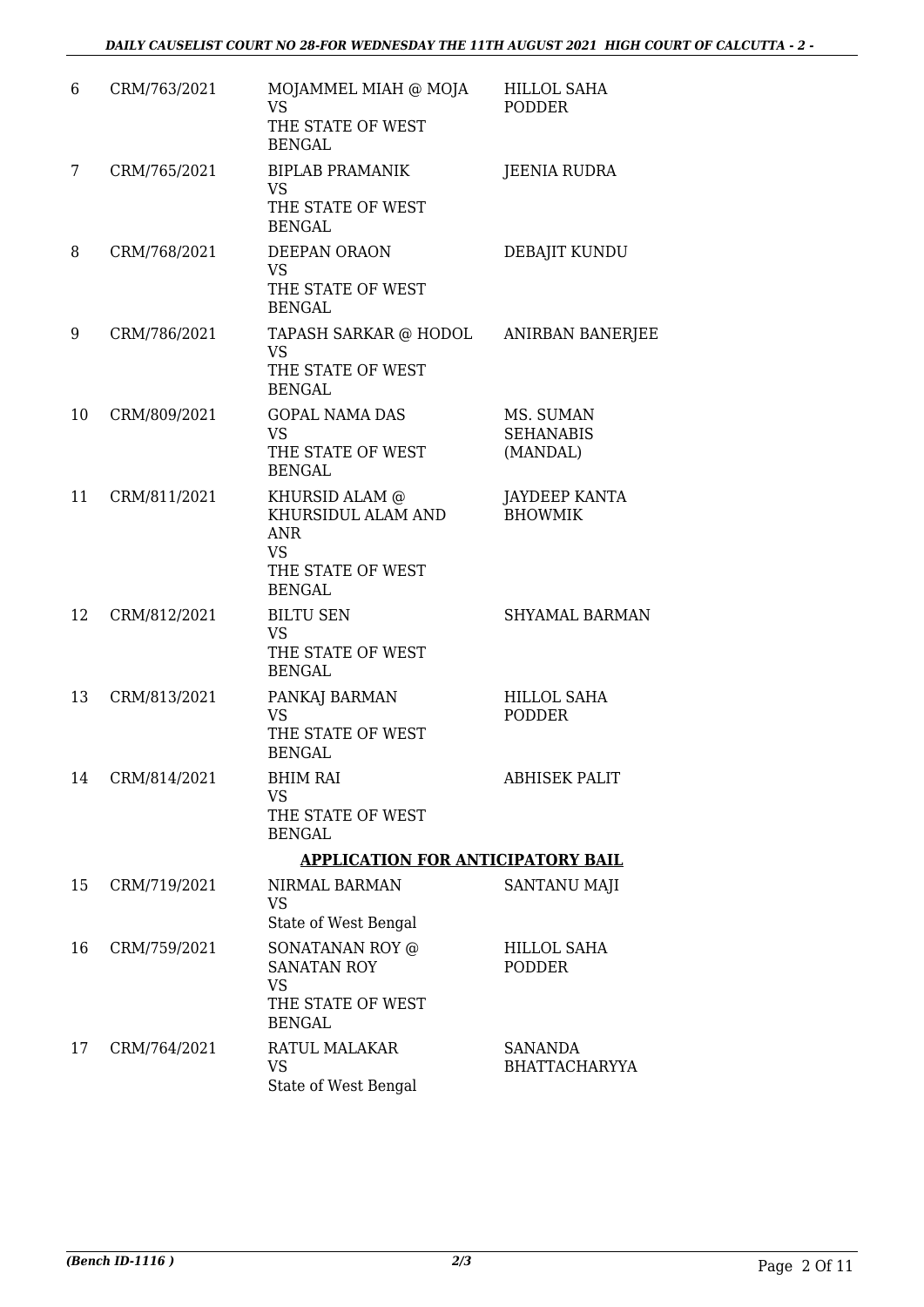| | | | |
|---|---|---|---|
| 6 | CRM/763/2021 | MOJAMMEL MIAH @ MOJA<br>VS<br>THE STATE OF WEST BENGAL | HILLOL SAHA PODDER |
| 7 | CRM/765/2021 | BIPLAB PRAMANIK<br>VS<br>THE STATE OF WEST BENGAL | JEENIA RUDRA |
| 8 | CRM/768/2021 | DEEPAN ORAON<br>VS<br>THE STATE OF WEST BENGAL | DEBAJIT KUNDU |
| 9 | CRM/786/2021 | TAPASH SARKAR @ HODOL<br>VS<br>THE STATE OF WEST BENGAL | ANIRBAN BANERJEE |
| 10 | CRM/809/2021 | GOPAL NAMA DAS<br>VS<br>THE STATE OF WEST BENGAL | MS. SUMAN SEHANABIS (MANDAL) |
| 11 | CRM/811/2021 | KHURSID ALAM @ KHURSIDUL ALAM AND ANR<br>VS<br>THE STATE OF WEST BENGAL | JAYDEEP KANTA BHOWMIK |
| 12 | CRM/812/2021 | BILTU SEN<br>VS<br>THE STATE OF WEST BENGAL | SHYAMAL BARMAN |
| 13 | CRM/813/2021 | PANKAJ BARMAN<br>VS<br>THE STATE OF WEST BENGAL | HILLOL SAHA PODDER |
| 14 | CRM/814/2021 | BHIM RAI<br>VS<br>THE STATE OF WEST BENGAL | ABHISEK PALIT |

**APPLICATION FOR ANTICIPATORY BAIL**

| | | | |
|---|---|---|---|
| 15 | CRM/719/2021 | NIRMAL BARMAN<br>VS<br>State of West Bengal | SANTANU MAJI |
| 16 | CRM/759/2021 | SONATANAN ROY @ SANATAN ROY<br>VS<br>THE STATE OF WEST BENGAL | HILLOL SAHA PODDER |
| 17 | CRM/764/2021 | RATUL MALAKAR<br>VS<br>State of West Bengal | SANANDA BHATTACHARYYA |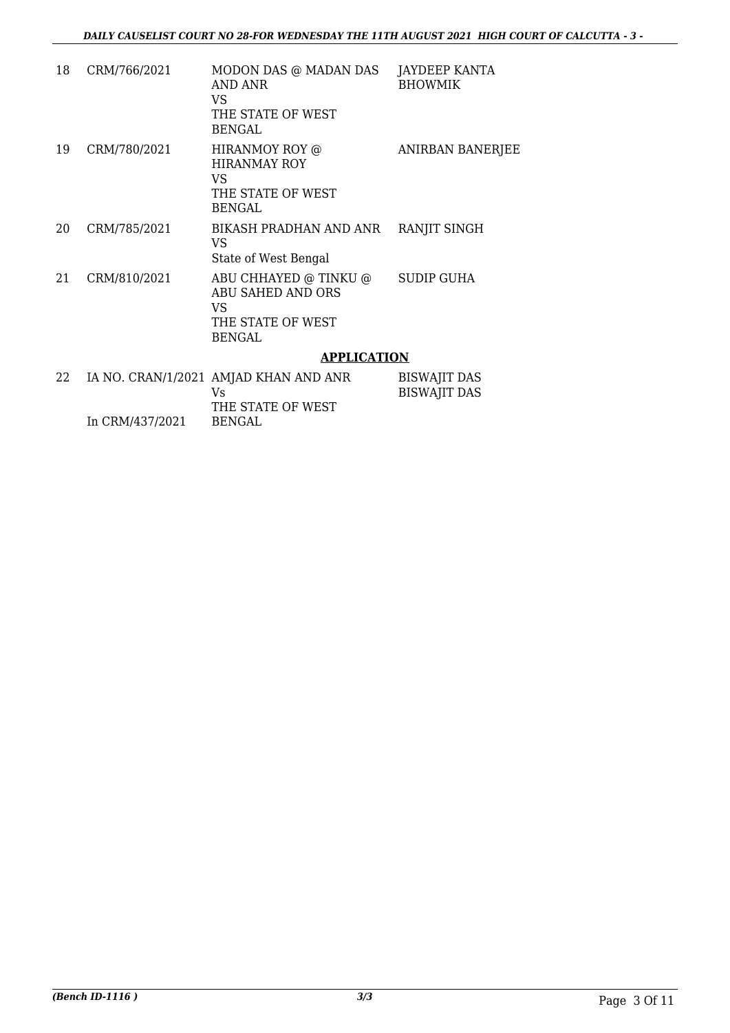| 18 | CRM/766/2021 | MODON DAS @ MADAN DAS AND ANR VS THE STATE OF WEST BENGAL | JAYDEEP KANTA BHOWMIK |
|---|---|---|---|
| 19 | CRM/780/2021 | HIRANMOY ROY @ HIRANMAY ROY VS THE STATE OF WEST BENGAL | ANIRBAN BANERJEE |
| 20 | CRM/785/2021 | BIKASH PRADHAN AND ANR VS State of West Bengal | RANJIT SINGH |
| 21 | CRM/810/2021 | ABU CHHAYED @ TINKU @ ABU SAHED AND ORS VS THE STATE OF WEST BENGAL | SUDIP GUHA |

**APPLICATION**

| 22 | IA NO. CRAN/1/2021 In CRM/437/2021 | AMJAD KHAN AND ANR Vs THE STATE OF WEST BENGAL | BISWAJIT DAS BISWAJIT DAS |
|---|---|---|---|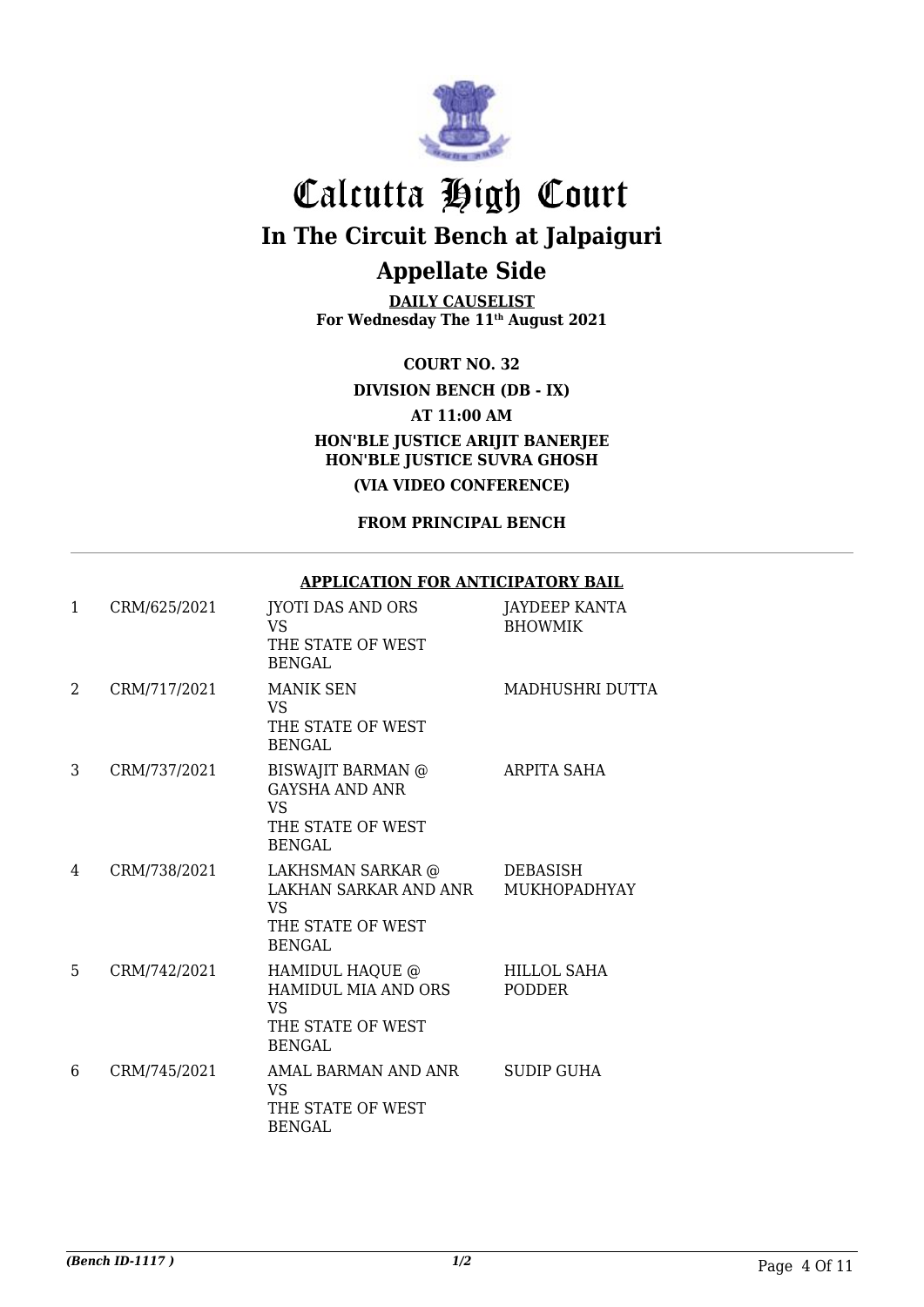# Calcutta High Court

## In The Circuit Bench at Jalpaiguri

## Appellate Side

**DAILY CAUSELIST**
**For Wednesday The 11th August 2021**

**COURT NO. 32**

**DIVISION BENCH (DB - IX)**

**AT 11:00 AM**

**HON'BLE JUSTICE ARIJIT BANERJEE**
**HON'BLE JUSTICE SUVRA GHOSH**

**(VIA VIDEO CONFERENCE)**

**FROM PRINCIPAL BENCH**

---

**APPLICATION FOR ANTICIPATORY BAIL**

| | | | |
|---|---|---|---|
| 1 | CRM/625/2021 | JYOTI DAS AND ORS<br>VS<br>THE STATE OF WEST BENGAL | JAYDEEP KANTA BHOWMIK |
| 2 | CRM/717/2021 | MANIK SEN<br>VS<br>THE STATE OF WEST BENGAL | MADHUSHRI DUTTA |
| 3 | CRM/737/2021 | BISWAJIT BARMAN @ GAYSHA AND ANR<br>VS<br>THE STATE OF WEST BENGAL | ARPITA SAHA |
| 4 | CRM/738/2021 | LAKHSMAN SARKAR @ LAKHAN SARKAR AND ANR<br>VS<br>THE STATE OF WEST BENGAL | DEBASISH MUKHOPADHYAY |
| 5 | CRM/742/2021 | HAMIDUL HAQUE @ HAMIDUL MIA AND ORS<br>VS<br>THE STATE OF WEST BENGAL | HILLOL SAHA PODDER |
| 6 | CRM/745/2021 | AMAL BARMAN AND ANR<br>VS<br>THE STATE OF WEST BENGAL | SUDIP GUHA |

*(Bench ID-1117 )* 1/2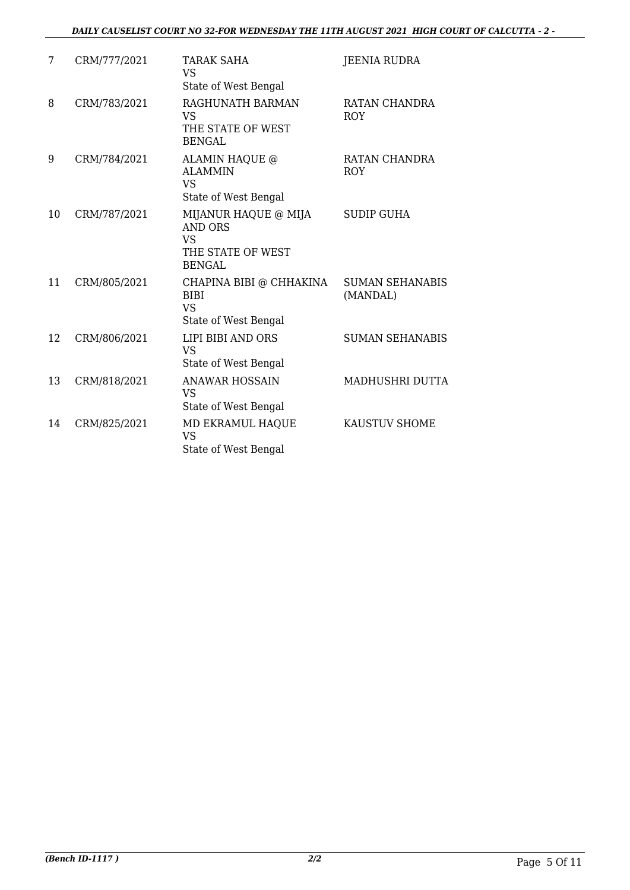| | | | |
|---|---|---|---|
| 7 | CRM/777/2021 | TARAK SAHA<br>VS<br>State of West Bengal | JEENIA RUDRA |
| 8 | CRM/783/2021 | RAGHUNATH BARMAN<br>VS<br>THE STATE OF WEST BENGAL | RATAN CHANDRA ROY |
| 9 | CRM/784/2021 | ALAMIN HAQUE @ ALAMMIN<br>VS<br>State of West Bengal | RATAN CHANDRA ROY |
| 10 | CRM/787/2021 | MIJANUR HAQUE @ MIJA AND ORS<br>VS<br>THE STATE OF WEST BENGAL | SUDIP GUHA |
| 11 | CRM/805/2021 | CHAPINA BIBI @ CHHAKINA BIBI<br>VS<br>State of West Bengal | SUMAN SEHANABIS (MANDAL) |
| 12 | CRM/806/2021 | LIPI BIBI AND ORS<br>VS<br>State of West Bengal | SUMAN SEHANABIS |
| 13 | CRM/818/2021 | ANAWAR HOSSAIN<br>VS<br>State of West Bengal | MADHUSHRI DUTTA |
| 14 | CRM/825/2021 | MD EKRAMUL HAQUE<br>VS<br>State of West Bengal | KAUSTUV SHOME |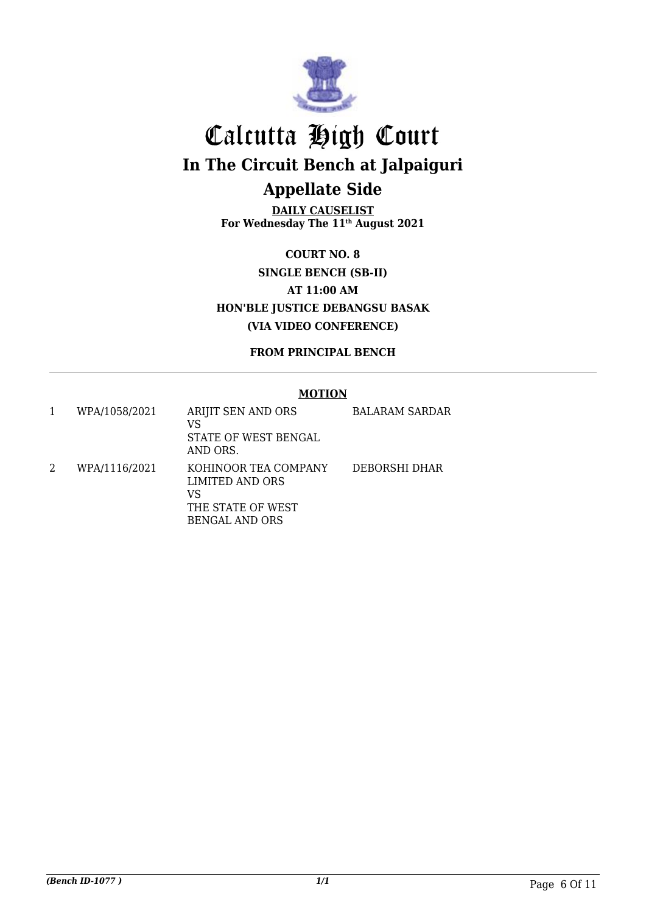# Calcutta High Court

## In The Circuit Bench at Jalpaiguri

## Appellate Side

**DAILY CAUSELIST**
**For Wednesday The 11th August 2021**

**COURT NO. 8**
**SINGLE BENCH (SB-II)**
**AT 11:00 AM**
**HON'BLE JUSTICE DEBANGSU BASAK**
**(VIA VIDEO CONFERENCE)**

**FROM PRINCIPAL BENCH**

**MOTION**

| | | | |
|---|---|---|---|
| 1 | WPA/1058/2021 | ARIJIT SEN AND ORS<br>VS<br>STATE OF WEST BENGAL AND ORS. | BALARAM SARDAR |
| 2 | WPA/1116/2021 | KOHINOOR TEA COMPANY LIMITED AND ORS<br>VS<br>THE STATE OF WEST BENGAL AND ORS | DEBORSHI DHAR |

*(Bench ID-1077 )* *1/1*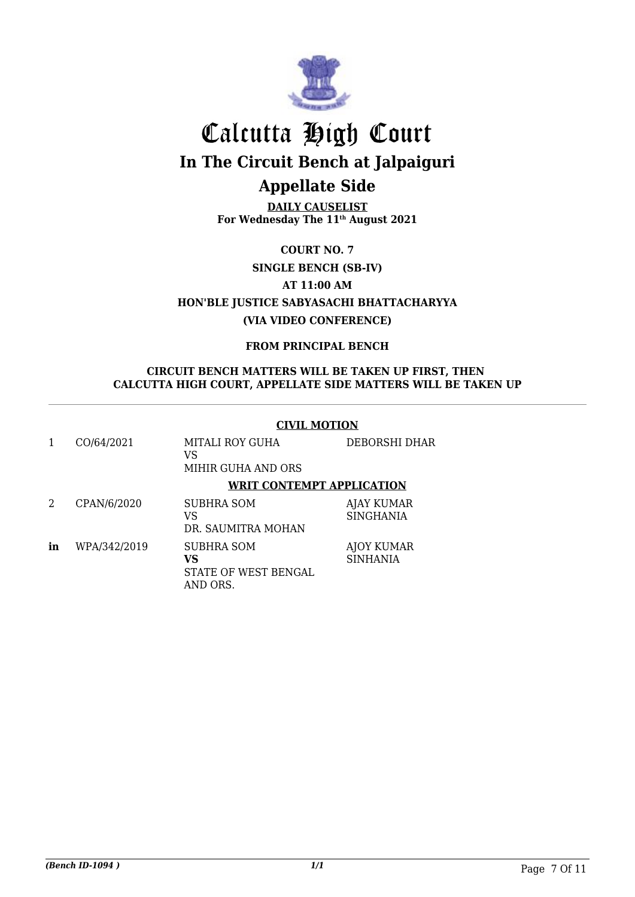# Calcutta High Court

## In The Circuit Bench at Jalpaiguri

## Appellate Side

**DAILY CAUSELIST**
**For Wednesday The 11th August 2021**

**COURT NO. 7**

**SINGLE BENCH (SB-IV)**

**AT 11:00 AM**

**HON'BLE JUSTICE SABYASACHI BHATTACHARYYA**

**(VIA VIDEO CONFERENCE)**

**FROM PRINCIPAL BENCH**

**CIRCUIT BENCH MATTERS WILL BE TAKEN UP FIRST, THEN CALCUTTA HIGH COURT, APPELLATE SIDE MATTERS WILL BE TAKEN UP**

---

**CIVIL MOTION**

| | | | |
|---|---|---|---|
| 1 | CO/64/2021 | MITALI ROY GUHA<br>VS<br>MIHIR GUHA AND ORS | DEBORSHI DHAR |

**WRIT CONTEMPT APPLICATION**

| | | | |
|---|---|---|---|
| 2 | CPAN/6/2020 | SUBHRA SOM<br>VS<br>DR. SAUMITRA MOHAN | AJAY KUMAR SINGHANIA |
| **in** | WPA/342/2019 | SUBHRA SOM<br>**VS**<br>STATE OF WEST BENGAL AND ORS. | AJOY KUMAR SINHANIA |

*(Bench ID-1094 )* 1/1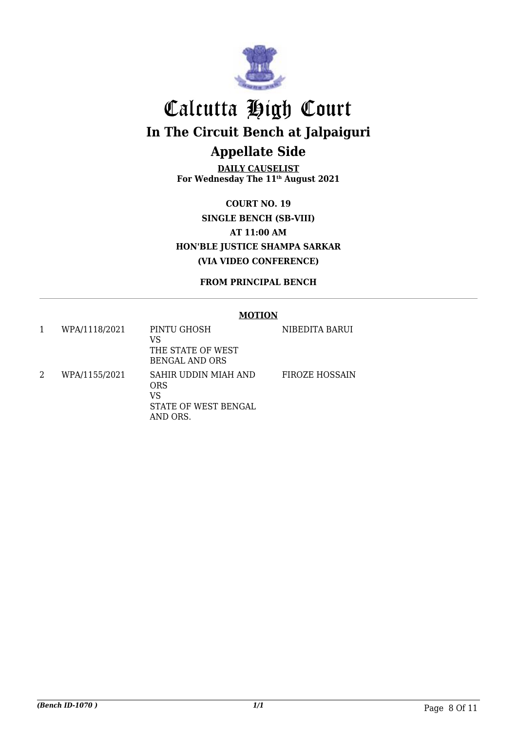# Calcutta High Court

## In The Circuit Bench at Jalpaiguri

## Appellate Side

**DAILY CAUSELIST**
**For Wednesday The 11th August 2021**

**COURT NO. 19**
**SINGLE BENCH (SB-VIII)**
**AT 11:00 AM**
**HON'BLE JUSTICE SHAMPA SARKAR**
**(VIA VIDEO CONFERENCE)**

**FROM PRINCIPAL BENCH**

**MOTION**

| | | | |
|---|---|---|---|
| 1 | WPA/1118/2021 | PINTU GHOSH<br>VS<br>THE STATE OF WEST BENGAL AND ORS | NIBEDITA BARUI |
| 2 | WPA/1155/2021 | SAHIR UDDIN MIAH AND ORS<br>VS<br>STATE OF WEST BENGAL AND ORS. | FIROZE HOSSAIN |

*(Bench ID-1070 )*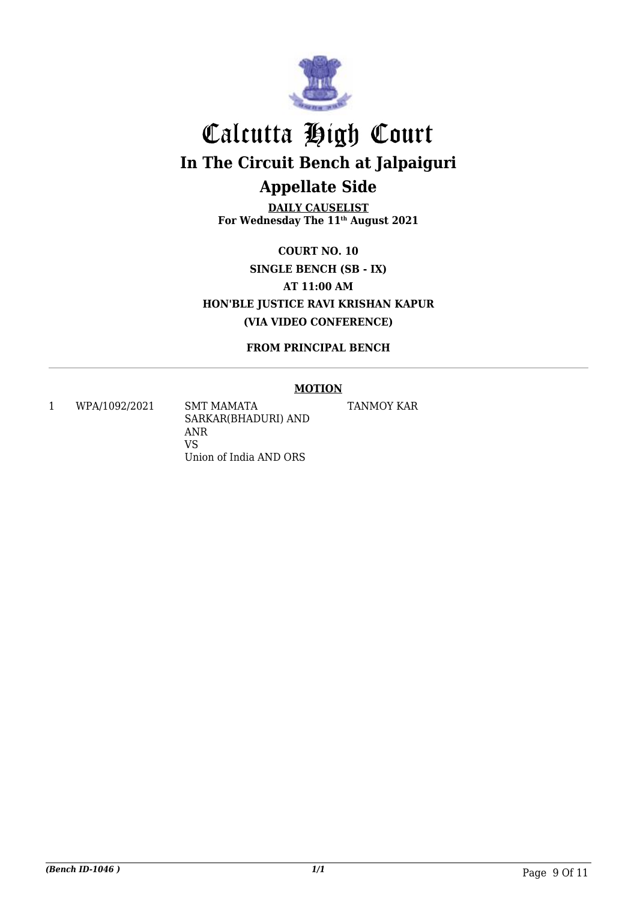# Calcutta High Court

## In The Circuit Bench at Jalpaiguri

## Appellate Side

**DAILY CAUSELIST**
**For Wednesday The 11th August 2021**

**COURT NO. 10**
**SINGLE BENCH (SB - IX)**
**AT 11:00 AM**
**HON'BLE JUSTICE RAVI KRISHAN KAPUR**
**(VIA VIDEO CONFERENCE)**

**FROM PRINCIPAL BENCH**

**MOTION**

| | | | |
|---|---|---|---|
| 1 | WPA/1092/2021 | SMT MAMATA SARKAR(BHADURI) AND ANR<br>VS<br>Union of India AND ORS | TANMOY KAR |

*(Bench ID-1046 )* *1/1*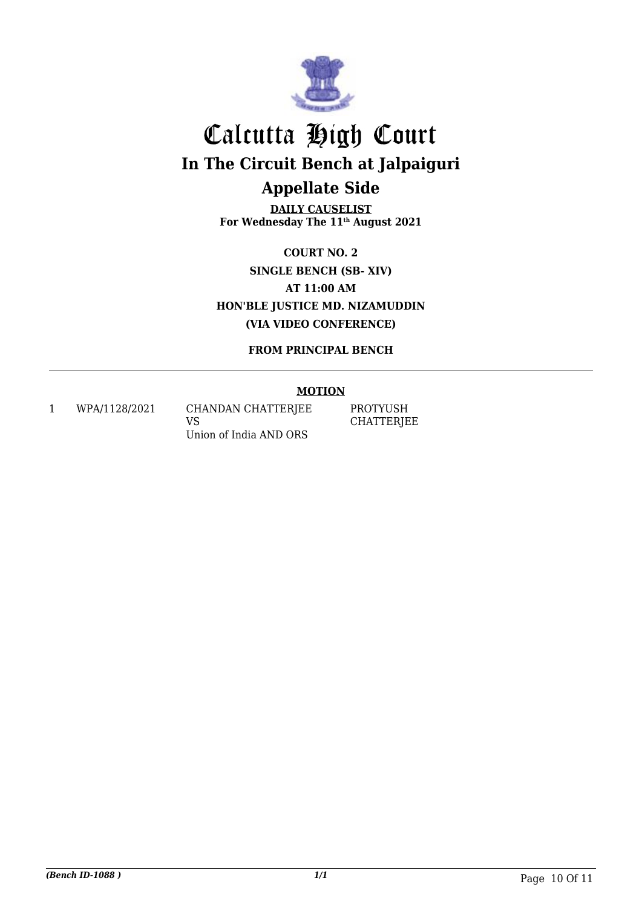# Calcutta High Court

## In The Circuit Bench at Jalpaiguri

## Appellate Side

**DAILY CAUSELIST**
**For Wednesday The 11th August 2021**

**COURT NO. 2**
**SINGLE BENCH (SB- XIV)**
**AT 11:00 AM**
**HON'BLE JUSTICE MD. NIZAMUDDIN**
**(VIA VIDEO CONFERENCE)**

**FROM PRINCIPAL BENCH**

**MOTION**

| | | | |
|---|---|---|---|
| 1 | WPA/1128/2021 | CHANDAN CHATTERJEE VS Union of India AND ORS | PROTYUSH CHATTERJEE |

*(Bench ID-1088 )*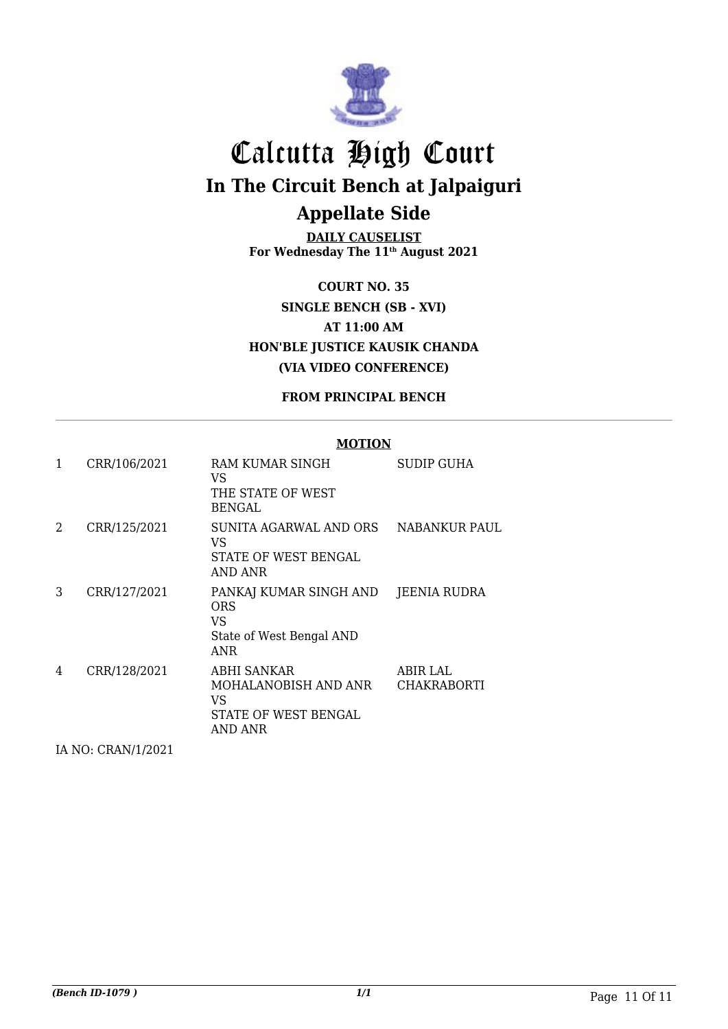# Calcutta High Court

## In The Circuit Bench at Jalpaiguri

## Appellate Side

**DAILY CAUSELIST**
**For Wednesday The 11th August 2021**

**COURT NO. 35**
**SINGLE BENCH (SB - XVI)**
**AT 11:00 AM**
**HON'BLE JUSTICE KAUSIK CHANDA**
**(VIA VIDEO CONFERENCE)**

**FROM PRINCIPAL BENCH**

**MOTION**

| | | | |
|---|---|---|---|
| 1 | CRR/106/2021 | RAM KUMAR SINGH VS THE STATE OF WEST BENGAL | SUDIP GUHA |
| 2 | CRR/125/2021 | SUNITA AGARWAL AND ORS VS STATE OF WEST BENGAL AND ANR | NABANKUR PAUL |
| 3 | CRR/127/2021 | PANKAJ KUMAR SINGH AND ORS VS State of West Bengal AND ANR | JEENIA RUDRA |
| 4 | CRR/128/2021 | ABHI SANKAR MOHALANOBISH AND ANR VS STATE OF WEST BENGAL AND ANR | ABIR LAL CHAKRABORTI |

IA NO: CRAN/1/2021

*(Bench ID-1079 )*